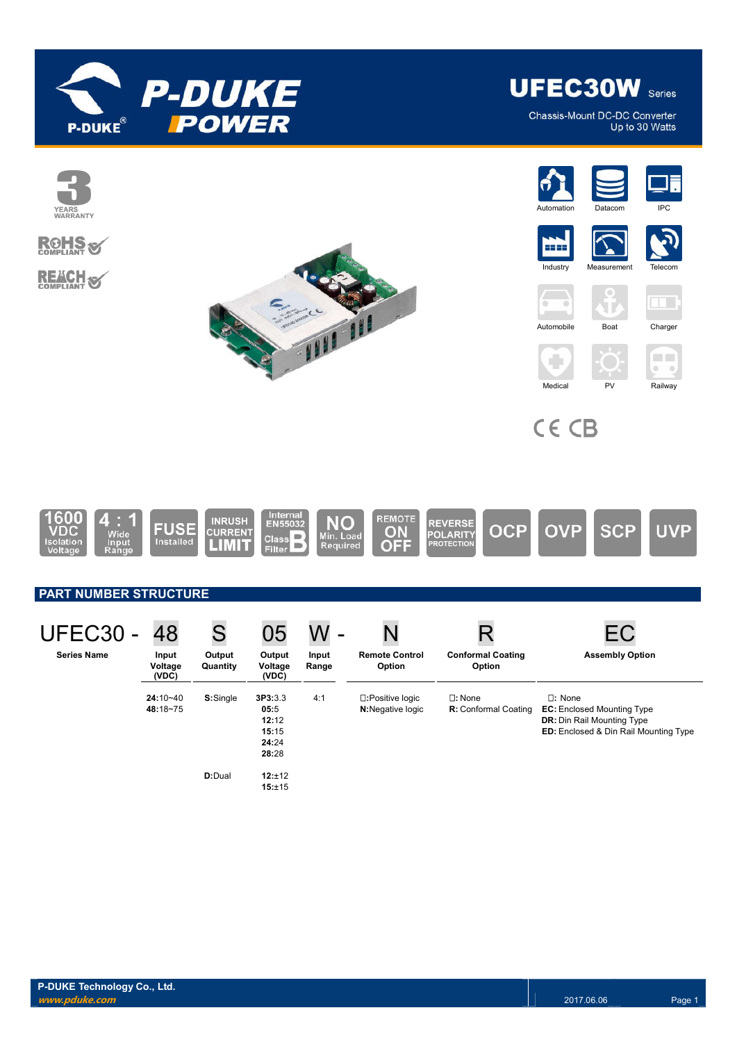# UFEC30W Series

Chassis-Mount DC-DC Converter
Up to 30 Watts

3 YEARS WARRANTY

RoHS COMPLIANT

REACH COMPLIANT

Automation, Datacom, IPC, Industry, Measurement, Telecom, Automobile, Boat, Charger, Medical, PV, Railway

CE CB

1600 VDC Isolation Voltage | 4 : 1 Wide Input Range | FUSE Installed | INRUSH CURRENT LIMIT | Internal EN55032 Class B Filter | NO Min. Load Required | REMOTE ON OFF | REVERSE POLARITY PROTECTION | OCP | OVP | SCP | UVP

## PART NUMBER STRUCTURE

| UFEC30 - | 48 | S | 05 | W - | N | R | EC |
|---|---|---|---|---|---|---|---|
| **Series Name** | **Input Voltage (VDC)** | **Output Quantity** | **Output Voltage (VDC)** | **Input Range** | **Remote Control Option** | **Conformal Coating Option** | **Assembly Option** |
| | **24:**10~40<br>**48:**18~75 | **S:**Single | **3P3:**3.3<br>**05:**5<br>**12:**12<br>**15:**15<br>**24:**24<br>**28:**28 | 4:1 | ☐:Positive logic<br>**N:**Negative logic | ☐: None<br>**R:** Conformal Coating | ☐: None<br>**EC:** Enclosed Mounting Type<br>**DR:** Din Rail Mounting Type<br>**ED:** Enclosed & Din Rail Mounting Type |
| | | **D:**Dual | **12:**±12<br>**15:**±15 | | | | |

P-DUKE Technology Co., Ltd.
www.pduke.com
2017.06.06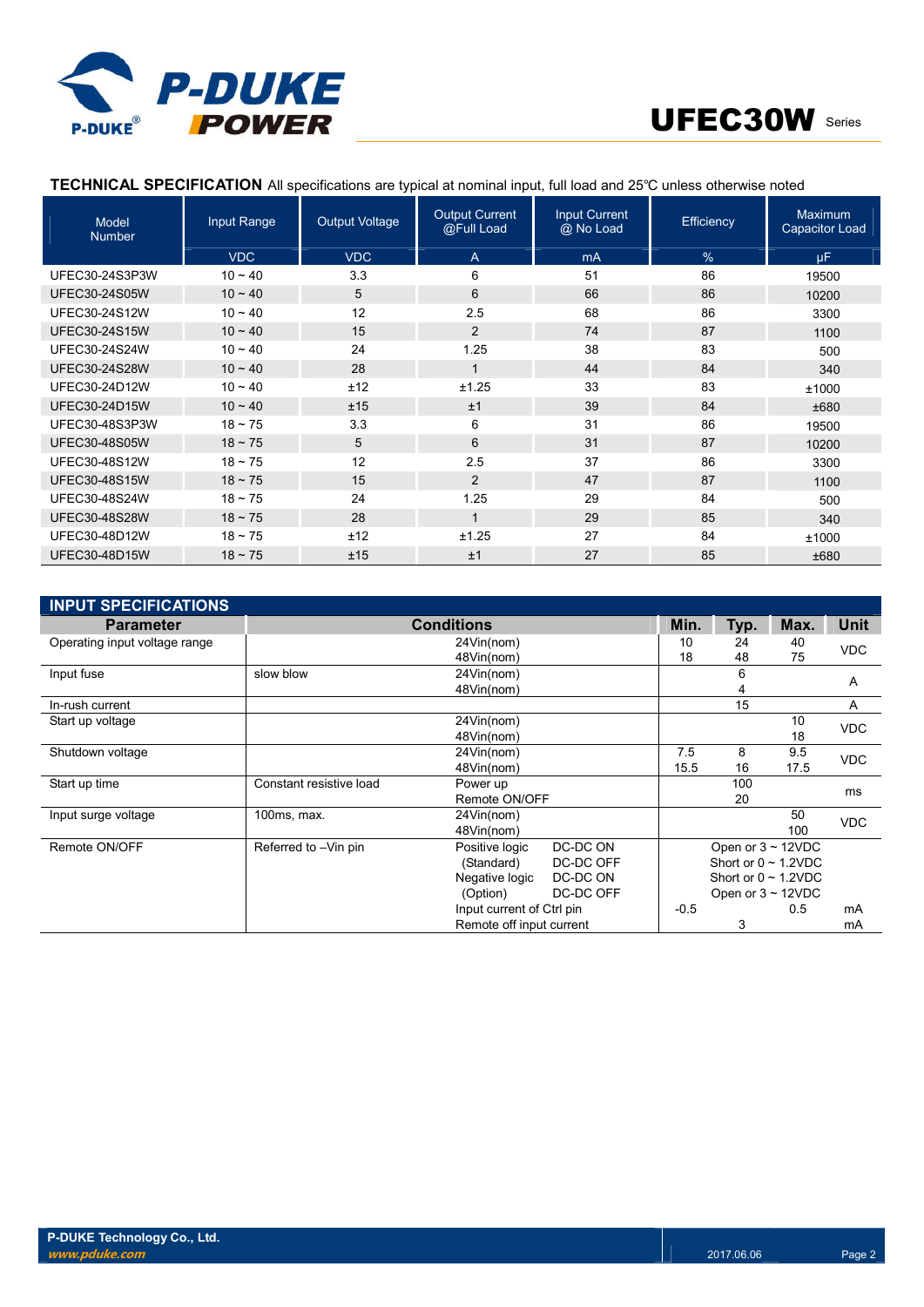## TECHNICAL SPECIFICATION

All specifications are typical at nominal input, full load and 25℃ unless otherwise noted

| Model Number | Input Range | Output Voltage | Output Current @Full Load | Input Current @ No Load | Efficiency | Maximum Capacitor Load |
|---|---|---|---|---|---|---|
| | VDC | VDC | A | mA | % | µF |
| UFEC30-24S3P3W | 10 ~ 40 | 3.3 | 6 | 51 | 86 | 19500 |
| UFEC30-24S05W | 10 ~ 40 | 5 | 6 | 66 | 86 | 10200 |
| UFEC30-24S12W | 10 ~ 40 | 12 | 2.5 | 68 | 86 | 3300 |
| UFEC30-24S15W | 10 ~ 40 | 15 | 2 | 74 | 87 | 1100 |
| UFEC30-24S24W | 10 ~ 40 | 24 | 1.25 | 38 | 83 | 500 |
| UFEC30-24S28W | 10 ~ 40 | 28 | 1 | 44 | 84 | 340 |
| UFEC30-24D12W | 10 ~ 40 | ±12 | ±1.25 | 33 | 83 | ±1000 |
| UFEC30-24D15W | 10 ~ 40 | ±15 | ±1 | 39 | 84 | ±680 |
| UFEC30-48S3P3W | 18 ~ 75 | 3.3 | 6 | 31 | 86 | 19500 |
| UFEC30-48S05W | 18 ~ 75 | 5 | 6 | 31 | 87 | 10200 |
| UFEC30-48S12W | 18 ~ 75 | 12 | 2.5 | 37 | 86 | 3300 |
| UFEC30-48S15W | 18 ~ 75 | 15 | 2 | 47 | 87 | 1100 |
| UFEC30-48S24W | 18 ~ 75 | 24 | 1.25 | 29 | 84 | 500 |
| UFEC30-48S28W | 18 ~ 75 | 28 | 1 | 29 | 85 | 340 |
| UFEC30-48D12W | 18 ~ 75 | ±12 | ±1.25 | 27 | 84 | ±1000 |
| UFEC30-48D15W | 18 ~ 75 | ±15 | ±1 | 27 | 85 | ±680 |

## INPUT SPECIFICATIONS

| Parameter | Conditions | | Min. | Typ. | Max. | Unit |
|---|---|---|---|---|---|---|
| Operating input voltage range | | 24Vin(nom)<br>48Vin(nom) | 10<br>18 | 24<br>48 | 40<br>75 | VDC |
| Input fuse | slow blow | 24Vin(nom)<br>48Vin(nom) | | 6<br>4 | | A |
| In-rush current | | | | 15 | | A |
| Start up voltage | | 24Vin(nom)<br>48Vin(nom) | | | 10<br>18 | VDC |
| Shutdown voltage | | 24Vin(nom)<br>48Vin(nom) | 7.5<br>15.5 | 8<br>16 | 9.5<br>17.5 | VDC |
| Start up time | Constant resistive load | Power up<br>Remote ON/OFF | | 100<br>20 | | ms |
| Input surge voltage | 100ms, max. | 24Vin(nom)<br>48Vin(nom) | | | 50<br>100 | VDC |
| Remote ON/OFF | Referred to –Vin pin | Positive logic (Standard) DC-DC ON | Open or 3 ~ 12VDC | | | |
| | | Positive logic (Standard) DC-DC OFF | Short or 0 ~ 1.2VDC | | | |
| | | Negative logic (Option) DC-DC ON | Short or 0 ~ 1.2VDC | | | |
| | | Negative logic (Option) DC-DC OFF | Open or 3 ~ 12VDC | | | |
| | | Input current of Ctrl pin | -0.5 | | 0.5 | mA |
| | | Remote off input current | | 3 | | mA |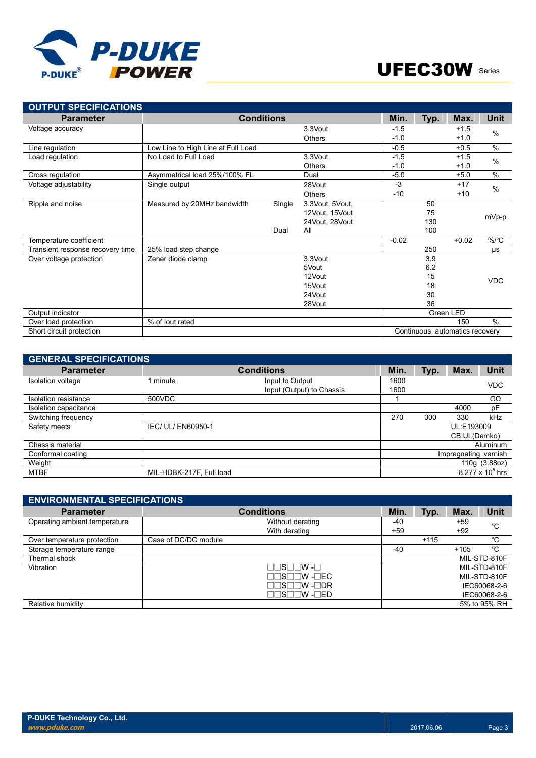## OUTPUT SPECIFICATIONS

| Parameter | Conditions | | | Min. | Typ. | Max. | Unit |
|---|---|---|---|---|---|---|---|
| Voltage accuracy | | | 3.3Vout | -1.5 | | +1.5 | % |
| | | | Others | -1.0 | | +1.0 | |
| Line regulation | Low Line to High Line at Full Load | | | -0.5 | | +0.5 | % |
| Load regulation | No Load to Full Load | | 3.3Vout | -1.5 | | +1.5 | % |
| | | | Others | -1.0 | | +1.0 | |
| Cross regulation | Asymmetrical load 25%/100% FL | | Dual | -5.0 | | +5.0 | % |
| Voltage adjustability | Single output | | 28Vout | -3 | | +17 | % |
| | | | Others | -10 | | +10 | |
| Ripple and noise | Measured by 20MHz bandwidth | Single | 3.3Vout, 5Vout, | | 50 | | mVp-p |
| | | | 12Vout, 15Vout | | 75 | | |
| | | | 24Vout, 28Vout | | 130 | | |
| | | Dual | All | | 100 | | |
| Temperature coefficient | | | | -0.02 | | +0.02 | %/℃ |
| Transient response recovery time | 25% load step change | | | | 250 | | μs |
| Over voltage protection | Zener diode clamp | | 3.3Vout | | 3.9 | | VDC |
| | | | 5Vout | | 6.2 | | |
| | | | 12Vout | | 15 | | |
| | | | 15Vout | | 18 | | |
| | | | 24Vout | | 30 | | |
| | | | 28Vout | | 36 | | |
| Output indicator | | | | Green LED | | | |
| Over load protection | % of Iout rated | | | | | 150 | % |
| Short circuit protection | | | | Continuous, automatics recovery | | | |

## GENERAL SPECIFICATIONS

| Parameter | Conditions | | Min. | Typ. | Max. | Unit |
|---|---|---|---|---|---|---|
| Isolation voltage | 1 minute | Input to Output | 1600 | | | VDC |
| | | Input (Output) to Chassis | 1600 | | | |
| Isolation resistance | 500VDC | | 1 | | | GΩ |
| Isolation capacitance | | | | | 4000 | pF |
| Switching frequency | | | 270 | 300 | 330 | kHz |
| Safety meets | IEC/ UL/ EN60950-1 | | UL:E193009 CB:UL(Demko) | | | |
| Chassis material | | | Aluminum | | | |
| Conformal coating | | | Impregnating varnish | | | |
| Weight | | | 110g (3.88oz) | | | |
| MTBF | MIL-HDBK-217F, Full load | | $8.277 \times 10^5$ hrs | | | |

## ENVIRONMENTAL SPECIFICATIONS

| Parameter | Conditions | Min. | Typ. | Max. | Unit |
|---|---|---|---|---|---|
| Operating ambient temperature | Without derating | -40 | | +59 | ℃ |
| | With derating | +59 | | +92 | |
| Over temperature protection | Case of DC/DC module | | +115 | | ℃ |
| Storage temperature range | | -40 | | +105 | ℃ |
| Thermal shock | | MIL-STD-810F | | | |
| Vibration | □□S□□W -□ | MIL-STD-810F | | | |
| | □□S□□W -□EC | MIL-STD-810F | | | |
| | □□S□□W -□DR | IEC60068-2-6 | | | |
| | □□S□□W -□ED | IEC60068-2-6 | | | |
| Relative humidity | | 5% to 95% RH | | | |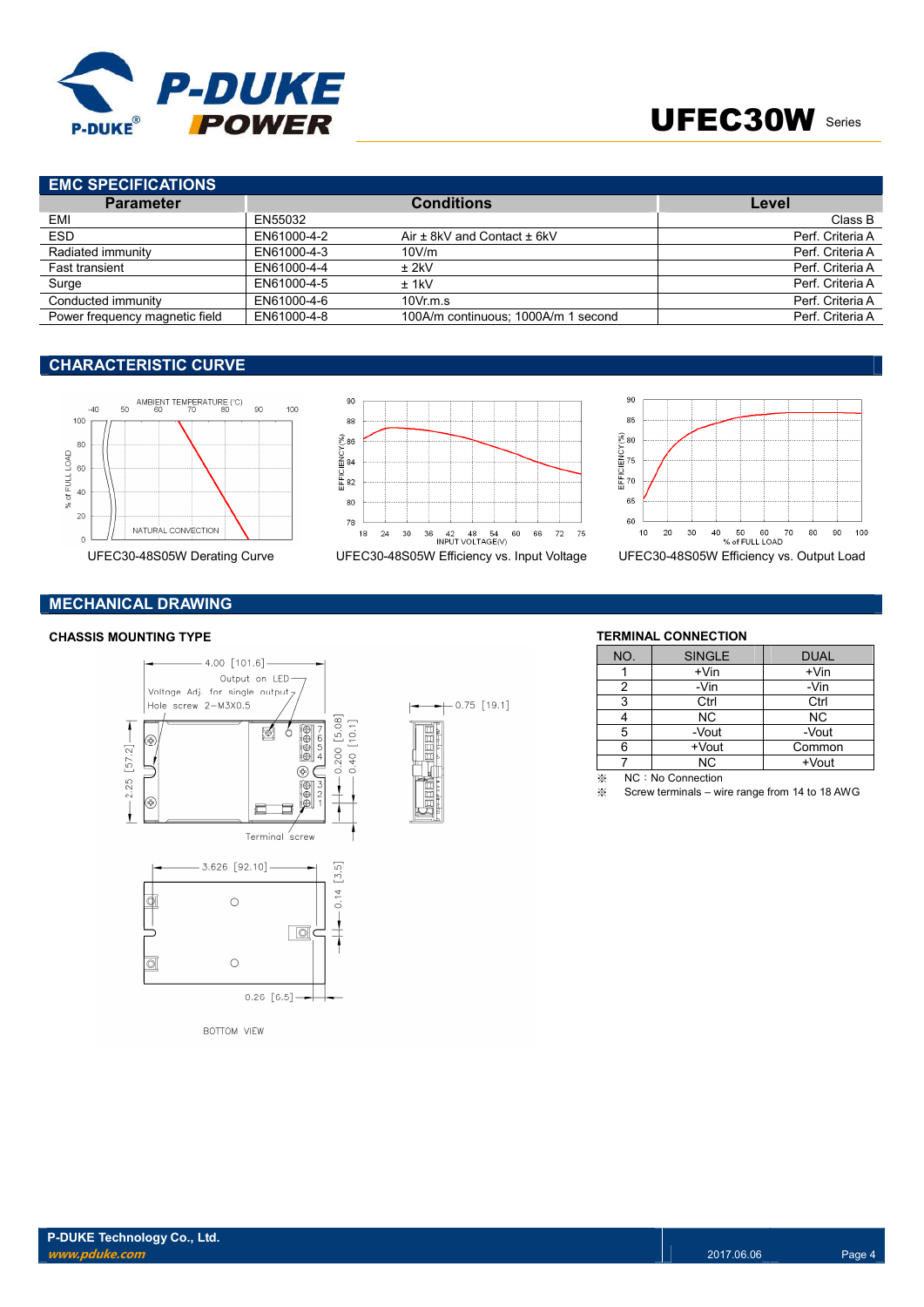## EMC SPECIFICATIONS

| Parameter | Conditions | | Level |
|---|---|---|---|
| EMI | EN55032 | | Class B |
| ESD | EN61000-4-2 | Air ± 8kV and Contact ± 6kV | Perf. Criteria A |
| Radiated immunity | EN61000-4-3 | 10V/m | Perf. Criteria A |
| Fast transient | EN61000-4-4 | ± 2kV | Perf. Criteria A |
| Surge | EN61000-4-5 | ± 1kV | Perf. Criteria A |
| Conducted immunity | EN61000-4-6 | 10Vr.m.s | Perf. Criteria A |
| Power frequency magnetic field | EN61000-4-8 | 100A/m continuous; 1000A/m 1 second | Perf. Criteria A |

## CHARACTERISTIC CURVE

AMBIENT TEMPERATURE (°C)
-40 50 60 70 80 90 100
% of FULL LOAD
100 80 60 40 20 0
NATURAL CONVECTION

UFEC30-48S05W Derating Curve

EFFICIENCY(%)
90 88 86 84 82 80 78
18 24 30 36 42 48 54 60 66 72 75
INPUT VOLTAGE(V)

UFEC30-48S05W Efficiency vs. Input Voltage

EFFICIENCY(%)
90 85 80 75 70 65 60
10 20 30 40 50 60 70 80 90 100
% of FULL LOAD

UFEC30-48S05W Efficiency vs. Output Load

## MECHANICAL DRAWING

### CHASSIS MOUNTING TYPE

4.00 [101.6]
Output on LED
Voltage Adj. for single output
Hole screw 2-M3X0.5
2.25 [57.2]
0.200 [5.08]
0.40 [10.1]
Terminal screw
0.75 [19.1]
3.626 [92.10]
0.14 [3.5]
0.26 [6.5]
BOTTOM VIEW

### TERMINAL CONNECTION

| NO. | SINGLE | DUAL |
|---|---|---|
| 1 | +Vin | +Vin |
| 2 | -Vin | -Vin |
| 3 | Ctrl | Ctrl |
| 4 | NC | NC |
| 5 | -Vout | -Vout |
| 6 | +Vout | Common |
| 7 | NC | +Vout |

※ NC : No Connection

※ Screw terminals – wire range from 14 to 18 AWG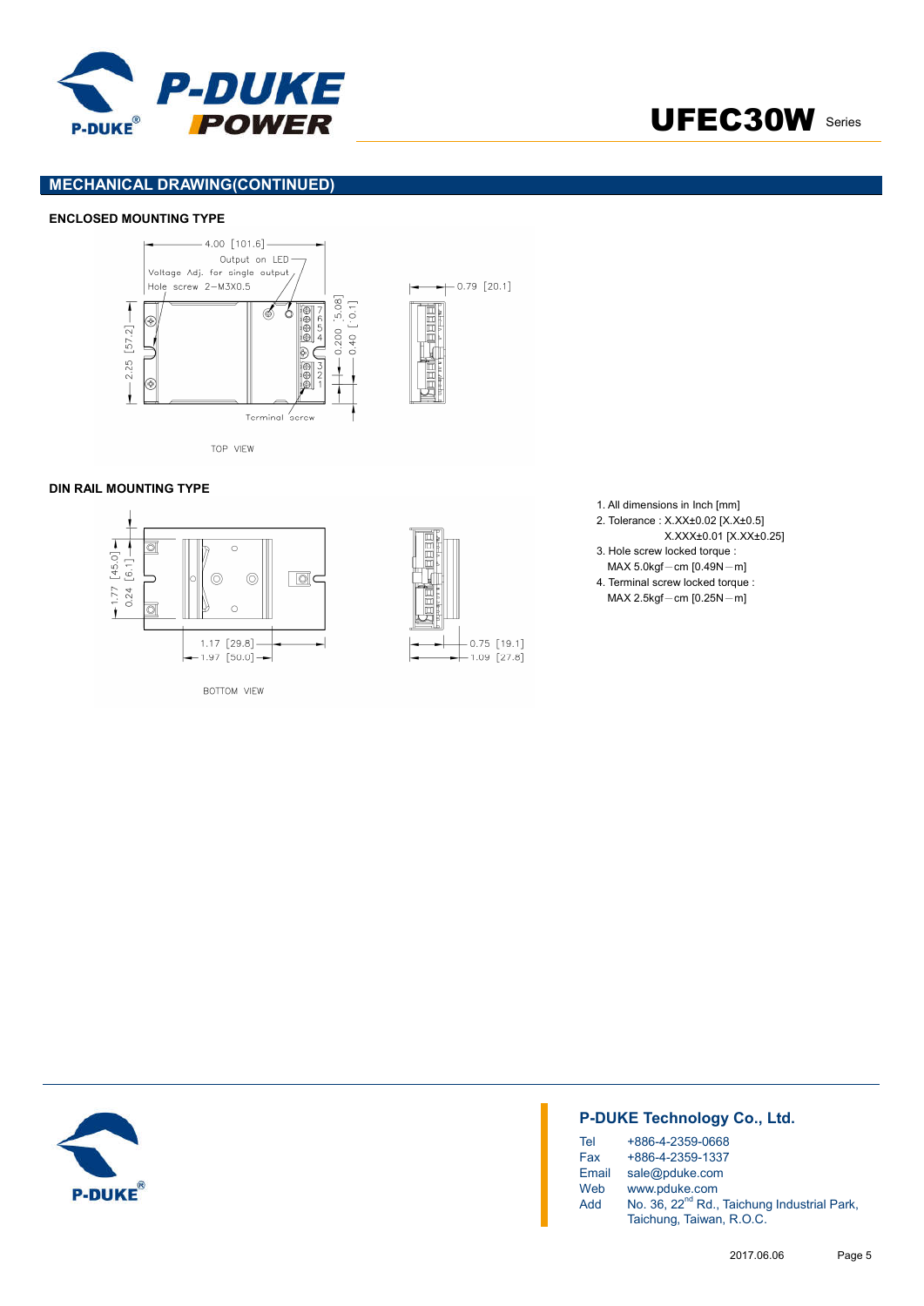## MECHANICAL DRAWING(CONTINUED)

### ENCLOSED MOUNTING TYPE

4.00 [101.6]
Output on LED
Voltage Adj. for single output
Hole screw 2—M3X0.5
2.25 [57.2]
0.200 [5.08]
0.40 [10.1]
Terminal screw
0.79 [20.1]

TOP VIEW

### DIN RAIL MOUNTING TYPE

1.77 [45.0]
0.24 [6.1]
1.17 [29.8]
1.97 [50.0]
0.75 [19.1]
1.09 [27.8]

BOTTOM VIEW

1. All dimensions in Inch [mm]
2. Tolerance : X.XX±0.02 [X.X±0.5]
   X.XXX±0.01 [X.XX±0.25]
3. Hole screw locked torque :
   MAX 5.0kgf—cm [0.49N—m]
4. Terminal screw locked torque :
   MAX 2.5kgf—cm [0.25N—m]

**P-DUKE Technology Co., Ltd.**

Tel +886-4-2359-0668
Fax +886-4-2359-1337
Email sale@pduke.com
Web www.pduke.com
Add No. 36, 22nd Rd., Taichung Industrial Park, Taichung, Taiwan, R.O.C.